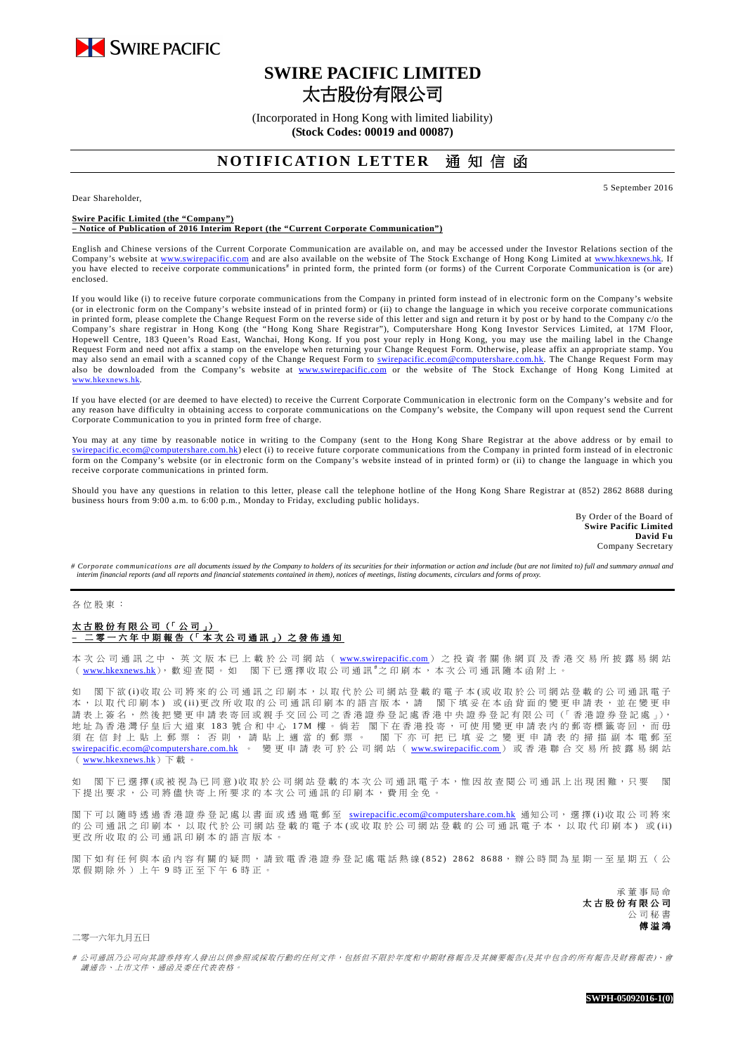# SWIRE PACIFIC LIMITED
# 太古股份有限公司

(Incorporated in Hong Kong with limited liability)
**(Stock Codes: 00019 and 00087)**

## NOTIFICATION LETTER 通知信函

5 September 2016

Dear Shareholder,

**Swire Pacific Limited (the "Company")**
**– Notice of Publication of 2016 Interim Report (the "Current Corporate Communication")**

English and Chinese versions of the Current Corporate Communication are available on, and may be accessed under the Investor Relations section of the Company's website at www.swirepacific.com and are also available on the website of The Stock Exchange of Hong Kong Limited at www.hkexnews.hk. If you have elected to receive corporate communications# in printed form, the printed form (or forms) of the Current Corporate Communication is (or are) enclosed.

If you would like (i) to receive future corporate communications from the Company in printed form instead of in electronic form on the Company's website (or in electronic form on the Company's website instead of in printed form) or (ii) to change the language in which you receive corporate communications in printed form, please complete the Change Request Form on the reverse side of this letter and sign and return it by post or by hand to the Company c/o the Company's share registrar in Hong Kong (the "Hong Kong Share Registrar"), Computershare Hong Kong Investor Services Limited, at 17M Floor, Hopewell Centre, 183 Queen's Road East, Wanchai, Hong Kong. If you post your reply in Hong Kong, you may use the mailing label in the Change Request Form and need not affix a stamp on the envelope when returning your Change Request Form. Otherwise, please affix an appropriate stamp. You may also send an email with a scanned copy of the Change Request Form to swirepacific.ecom@computershare.com.hk. The Change Request Form may also be downloaded from the Company's website at www.swirepacific.com or the website of The Stock Exchange of Hong Kong Limited at www.hkexnews.hk.

If you have elected (or are deemed to have elected) to receive the Current Corporate Communication in electronic form on the Company's website and for any reason have difficulty in obtaining access to corporate communications on the Company's website, the Company will upon request send the Current Corporate Communication to you in printed form free of charge.

You may at any time by reasonable notice in writing to the Company (sent to the Hong Kong Share Registrar at the above address or by email to swirepacific.ecom@computershare.com.hk) elect (i) to receive future corporate communications from the Company in printed form instead of in electronic form on the Company's website (or in electronic form on the Company's website instead of in printed form) or (ii) to change the language in which you receive corporate communications in printed form.

Should you have any questions in relation to this letter, please call the telephone hotline of the Hong Kong Share Registrar at (852) 2862 8688 during business hours from 9:00 a.m. to 6:00 p.m., Monday to Friday, excluding public holidays.

By Order of the Board of
**Swire Pacific Limited**
**David Fu**
Company Secretary

*# Corporate communications are all documents issued by the Company to holders of its securities for their information or action and include (but are not limited to) full and summary annual and interim financial reports (and all reports and financial statements contained in them), notices of meetings, listing documents, circulars and forms of proxy.*

---

各位股東：

**太古股份有限公司（「公司」）**
**－ 二零一六年中期報告（「本次公司通訊」）之發佈通知**

本次公司通訊之中、英文版本已上載於公司網站（www.swirepacific.com）之投資者關係網頁及香港交易所披露易網站（www.hkexnews.hk），歡迎查閱。如 閣下已選擇收取公司通訊#之印刷本，本次公司通訊隨本函附上。

如 閣下欲(i)收取公司將來的公司通訊之印刷本，以取代於公司網站登載的電子本(或收取於公司網站登載的公司通訊電子本，以取代印刷本) 或(ii)更改所收取的公司通訊印刷本的語言版本，請 閣下填妥在本函背面的變更申請表，並在變更申請表上簽名，然後把變更申請表寄回或親手交回公司之香港證券登記處香港中央證券登記有限公司（「香港證券登記處」），地址為香港灣仔皇后大道東 183 號合和中心 17M 樓。倘若 閣下在香港投寄，可使用變更申請表內的郵寄標籤寄回，而毋須在信封上貼上郵票；否則，請貼上適當的郵票。 閣下亦可把已填妥之變更申請表的掃描副本電郵至 swirepacific.ecom@computershare.com.hk 。 變更申請表可於公司網站（www.swirepacific.com）或香港聯合交易所披露易網站（www.hkexnews.hk）下載。

如 閣下已選擇(或被視為已同意)收取於公司網站登載的本次公司通訊電子本，惟因故查閱公司通訊上出現困難，只要 閣下提出要求，公司將儘快寄上所要求的本次公司通訊的印刷本，費用全免。

閣下可以隨時透過香港證券登記處以書面或透過電郵至 swirepacific.ecom@computershare.com.hk 通知公司，選擇(i)收取公司將來的公司通訊之印刷本，以取代於公司網站登載的電子本(或收取於公司網站登載的公司通訊電子本，以取代印刷本) 或(ii)更改所收取的公司通訊印刷本的語言版本。

閣下如有任何與本函內容有關的疑問，請致電香港證券登記處電話熱線(852) 2862 8688，辦公時間為星期一至星期五（公眾假期除外）上午 9 時正至下午 6 時正。

承董事局命
**太古股份有限公司**
公司秘書
**傅溢鴻**

二零一六年九月五日

*# 公司通訊乃公司向其證券持有人發出以供參照或採取行動的任何文件，包括但不限於年度和中期財務報告及其摘要報告(及其中包含的所有報告及財務報表)、會議通告、上市文件、通函及委任代表表格。*

SWPH-05092016-1(0)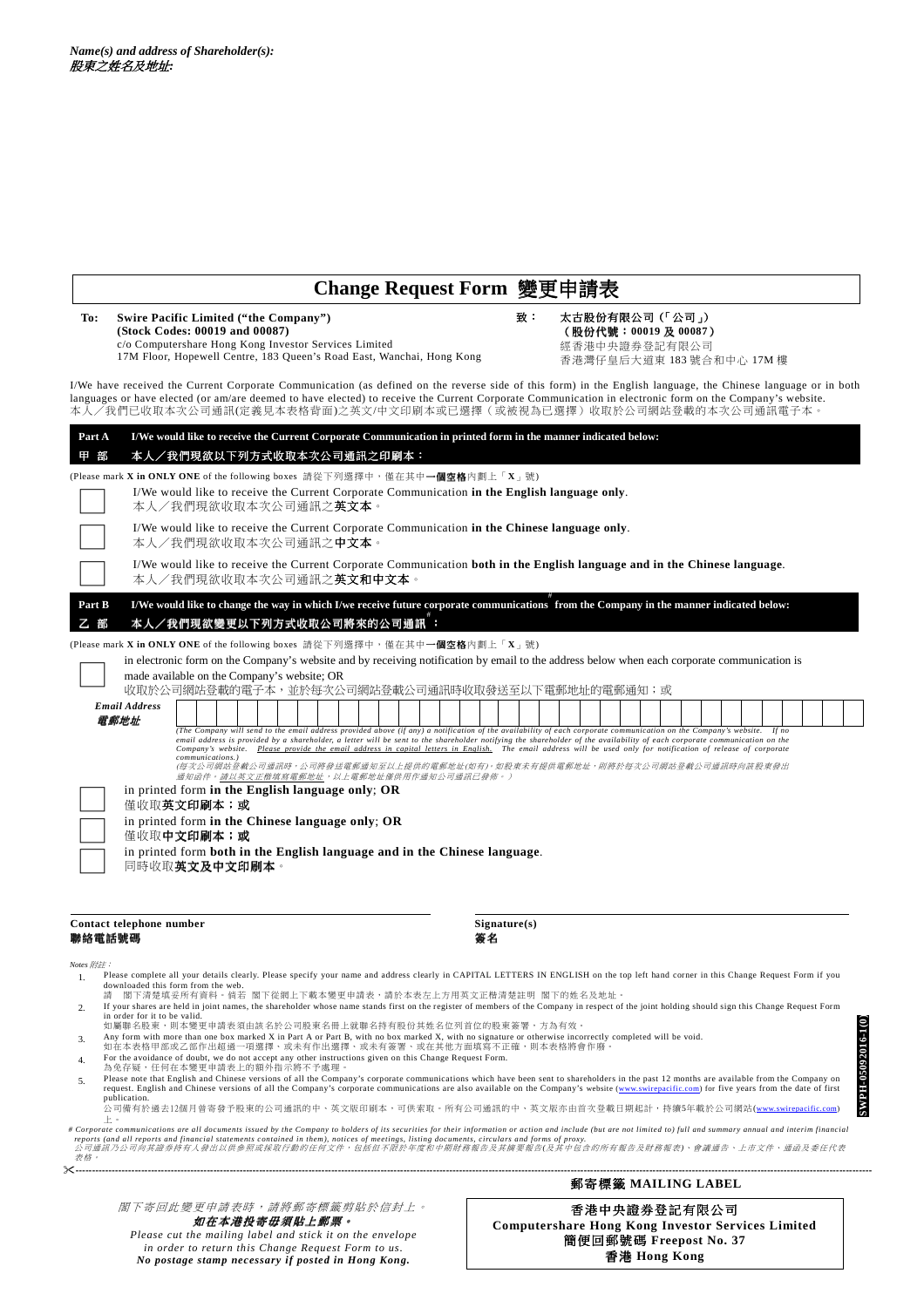*Name(s) and address of Shareholder(s):*
*股東之姓名及地址:*

# Change Request Form 變更申請表

**To: Swire Pacific Limited ("the Company")**
**(Stock Codes: 00019 and 00087)**
c/o Computershare Hong Kong Investor Services Limited
17M Floor, Hopewell Centre, 183 Queen's Road East, Wanchai, Hong Kong

**致： 太古股份有限公司（「公司」）**
**（股份代號：00019 及 00087）**
經香港中央證券登記有限公司
香港灣仔皇后大道東 183 號合和中心 17M 樓

I/We have received the Current Corporate Communication (as defined on the reverse side of this form) in the English language, the Chinese language or in both languages or have elected (or am/are deemed to have elected) to receive the Current Corporate Communication in electronic form on the Company's website.
本人／我們已收取本次公司通訊(定義見本表格背面)之英文/中文印刷本或已選擇（或被視為已選擇）收取於公司網站登載的本次公司通訊電子本。

## Part A I/We would like to receive the Current Corporate Communication in printed form in the manner indicated below:
## 甲 部 本人／我們現欲以下列方式收取本次公司通訊之印刷本：

(Please mark **X** in **ONLY ONE** of the following boxes 請從下列選擇中，僅在其中**一個空格**內劃上「**X**」號)

☐ I/We would like to receive the Current Corporate Communication **in the English language only**.
本人／我們現欲收取本次公司通訊之**英文本**。

☐ I/We would like to receive the Current Corporate Communication **in the Chinese language only**.
本人／我們現欲收取本次公司通訊之**中文本**。

☐ I/We would like to receive the Current Corporate Communication **both in the English language and in the Chinese language**.
本人／我們現欲收取本次公司通訊之**英文和中文本**。

## Part B I/We would like to change the way in which I/we receive future corporate communications# from the Company in the manner indicated below:
## 乙 部 本人／我們現欲變更以下列方式收取公司將來的公司通訊#：

(Please mark **X** in **ONLY ONE** of the following boxes 請從下列選擇中，僅在其中**一個空格**內劃上「**X**」號)

☐ in electronic form on the Company's website and by receiving notification by email to the address below when each corporate communication is made available on the Company's website; OR
收取於公司網站登載的電子本，並於每次公司網站登載公司通訊時收取發送至以下電郵地址的電郵通知；或

***Email Address***
***電郵地址*** \_\_\_\_\_\_\_\_\_\_\_\_\_\_\_\_\_\_\_\_\_\_\_\_\_\_\_\_\_\_\_\_\_\_\_\_\_\_\_\_

*(The Company will send to the email address provided above (if any) a notification of the availability of each corporate communication on the Company's website. If no email address is provided by a shareholder, a letter will be sent to the shareholder notifying the shareholder of the availability of each corporate communication on the Company's website. Please provide the email address in capital letters in English. The email address will be used only for notification of release of corporate communications.)*
*(每次公司網站登載公司通訊時，公司將發送電郵通知至以上提供的電郵地址(如有)。如股東未有提供電郵地址，則將於每次公司網站登載公司通訊時向該股東發出通知函件。請以英文正楷填寫電郵地址。以上電郵地址僅供用作通知公司通訊已發佈。)*

☐ in printed form **in the English language only**; **OR**
僅收取**英文印刷本；或**

☐ in printed form **in the Chinese language only**; **OR**
僅收取**中文印刷本；或**

☐ in printed form **both in the English language and in the Chinese language**.
同時收取**英文及中文印刷本**。

**Contact telephone number**
**聯絡電話號碼** \_\_\_\_\_\_\_\_\_\_\_\_\_\_\_\_

**Signature(s)**
**簽名** \_\_\_\_\_\_\_\_\_\_\_\_\_\_\_\_

*Notes 附註：*

1. Please complete all your details clearly. Please specify your name and address clearly in CAPITAL LETTERS IN ENGLISH on the top left hand corner in this Change Request Form if you downloaded this form from the web.
請 閣下清楚填妥所有資料。倘若 閣下從網上下載本變更申請表，請於本表左上方用英文正楷清楚註明 閣下的姓名及地址。
2. If your shares are held in joint names, the shareholder whose name stands first on the register of members of the Company in respect of the joint holding should sign this Change Request Form in order for it to be valid.
如屬聯名股東，則本變更申請表須由該名於公司股東名冊上就聯名持有股份其姓名位列首位的股東簽署，方為有效。
3. Any form with more than one box marked X in Part A or Part B, with no box marked X, with no signature or otherwise incorrectly completed will be void.
如在本表格甲部或乙部作出超過一項選擇，或未有作出選擇，或未有簽署，或在其他方面填寫不正確，則本表格將會作廢。
4. For the avoidance of doubt, we do not accept any other instructions given on this Change Request Form.
為免存疑，任何在本變更申請表上的額外指示將不予處理。
5. Please note that English and Chinese versions of all the Company's corporate communications which have been sent to shareholders in the past 12 months are available from the Company on request. English and Chinese versions of all the Company's corporate communications are also available on the Company's website (www.swirepacific.com) for five years from the date of first publication.
公司備有於過去12個月曾寄發予股東的公司通訊的中、英文版印刷本，可供索取。所有公司通訊的中、英文版亦由首次登載日期起計，持續5年載於公司網站(www.swirepacific.com)上。

*# Corporate communications are all documents issued by the Company to holders of its securities for their information or action and include (but are not limited to) full and summary annual and interim financial reports (and all reports and financial statements contained in them), notices of meetings, listing documents, circulars and forms of proxy.*
*公司通訊乃公司向其證券持有人發出以供參照或採取行動的任何文件，包括但不限於年度和中期財務報告及其摘要報告(及其中包含的所有報告及財務報表)、會議通告、上市文件、通函及委任代表表格。*

SWPH-05092016-1(0)

---

*閣下寄回此變更申請表時，請將郵寄標籤剪貼於信封上。*
***如在本港投寄毋須貼上郵票。***
*Please cut the mailing label and stick it on the envelope in order to return this Change Request Form to us.*
***No postage stamp necessary if posted in Hong Kong.***

**郵寄標籤 MAILING LABEL**

**香港中央證券登記有限公司**
**Computershare Hong Kong Investor Services Limited**
**簡便回郵號碼 Freepost No. 37**
**香港 Hong Kong**